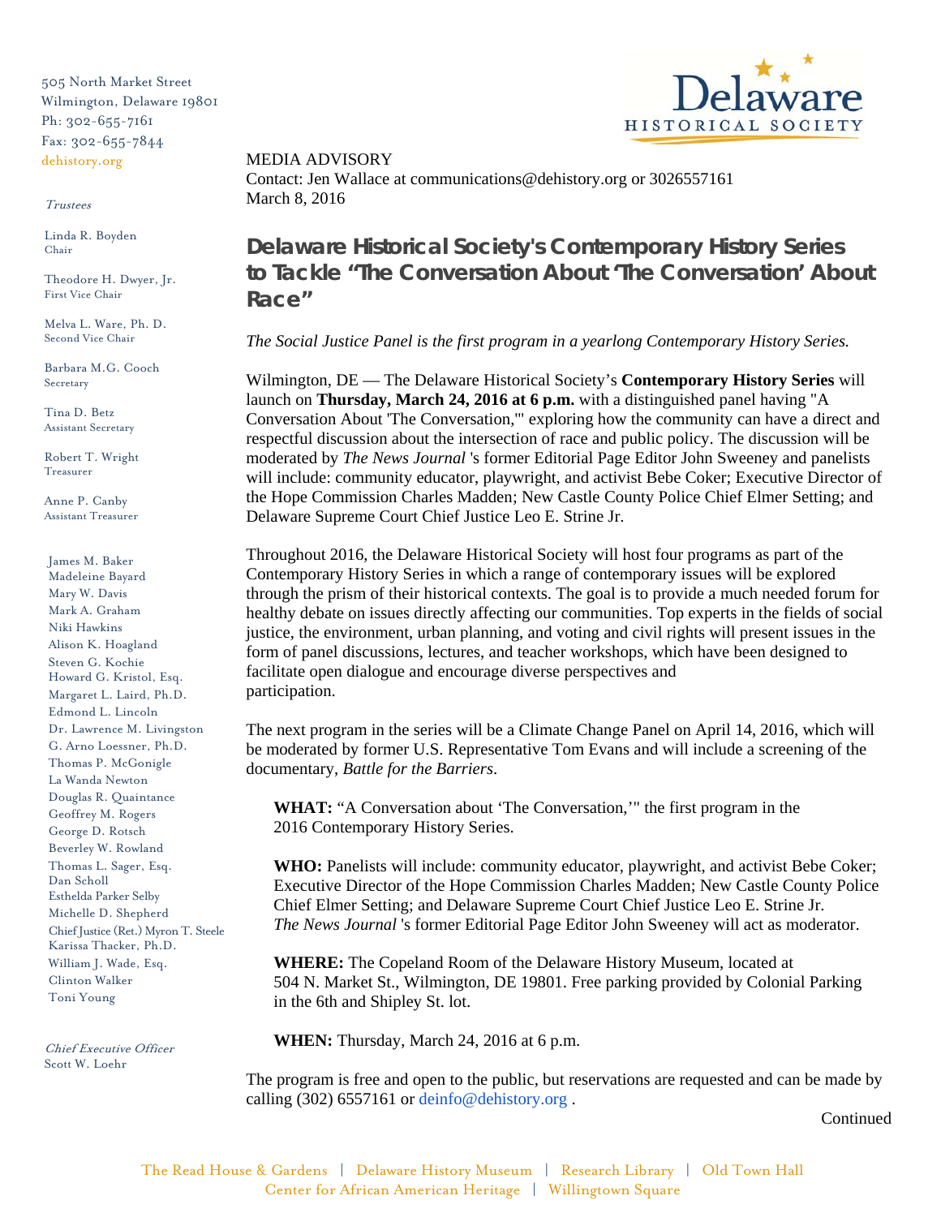505 North Market Street
Wilmington, Delaware 19801
Ph: 302-655-7161
Fax: 302-655-7844
dehistory.org

*Trustees*

Linda R. Boyden
Chair

Theodore H. Dwyer, Jr.
First Vice Chair

Melva L. Ware, Ph. D.
Second Vice Chair

Barbara M.G. Cooch
Secretary

Tina D. Betz
Assistant Secretary

Robert T. Wright
Treasurer

Anne P. Canby
Assistant Treasurer

James M. Baker
Madeleine Bayard
Mary W. Davis
Mark A. Graham
Niki Hawkins
Alison K. Hoagland
Steven G. Kochie
Howard G. Kristol, Esq.
Margaret L. Laird, Ph.D.
Edmond L. Lincoln
Dr. Lawrence M. Livingston
G. Arno Loessner, Ph.D.
Thomas P. McGonigle
La Wanda Newton
Douglas R. Quaintance
Geoffrey M. Rogers
George D. Rotsch
Beverley W. Rowland
Thomas L. Sager, Esq.
Dan Scholl
Esthelda Parker Selby
Michelle D. Shepherd
Chief Justice (Ret.) Myron T. Steele
Karissa Thacker, Ph.D.
William J. Wade, Esq.
Clinton Walker
Toni Young

*Chief Executive Officer*
Scott W. Loehr

Delaware Historical Society

MEDIA ADVISORY
Contact: Jen Wallace at communications@dehistory.org or 3026557161
March 8, 2016

## Delaware Historical Society's Contemporary History Series to Tackle "The Conversation About 'The Conversation' About Race"

*The Social Justice Panel is the first program in a yearlong Contemporary History Series.*

Wilmington, DE — The Delaware Historical Society's **Contemporary History Series** will launch on **Thursday, March 24, 2016 at 6 p.m.** with a distinguished panel having "A Conversation About 'The Conversation,'" exploring how the community can have a direct and respectful discussion about the intersection of race and public policy. The discussion will be moderated by *The News Journal* 's former Editorial Page Editor John Sweeney and panelists will include: community educator, playwright, and activist Bebe Coker; Executive Director of the Hope Commission Charles Madden; New Castle County Police Chief Elmer Setting; and Delaware Supreme Court Chief Justice Leo E. Strine Jr.

Throughout 2016, the Delaware Historical Society will host four programs as part of the Contemporary History Series in which a range of contemporary issues will be explored through the prism of their historical contexts. The goal is to provide a much needed forum for healthy debate on issues directly affecting our communities. Top experts in the fields of social justice, the environment, urban planning, and voting and civil rights will present issues in the form of panel discussions, lectures, and teacher workshops, which have been designed to facilitate open dialogue and encourage diverse perspectives and participation.

The next program in the series will be a Climate Change Panel on April 14, 2016, which will be moderated by former U.S. Representative Tom Evans and will include a screening of the documentary, *Battle for the Barriers*.

**WHAT:** "A Conversation about 'The Conversation,'" the first program in the 2016 Contemporary History Series.

**WHO:** Panelists will include: community educator, playwright, and activist Bebe Coker; Executive Director of the Hope Commission Charles Madden; New Castle County Police Chief Elmer Setting; and Delaware Supreme Court Chief Justice Leo E. Strine Jr. *The News Journal* 's former Editorial Page Editor John Sweeney will act as moderator.

**WHERE:** The Copeland Room of the Delaware History Museum, located at 504 N. Market St., Wilmington, DE 19801. Free parking provided by Colonial Parking in the 6th and Shipley St. lot.

**WHEN:** Thursday, March 24, 2016 at 6 p.m.

The program is free and open to the public, but reservations are requested and can be made by calling (302) 6557161 or deinfo@dehistory.org .

Continued

The Read House & Gardens | Delaware History Museum | Research Library | Old Town Hall
Center for African American Heritage | Willingtown Square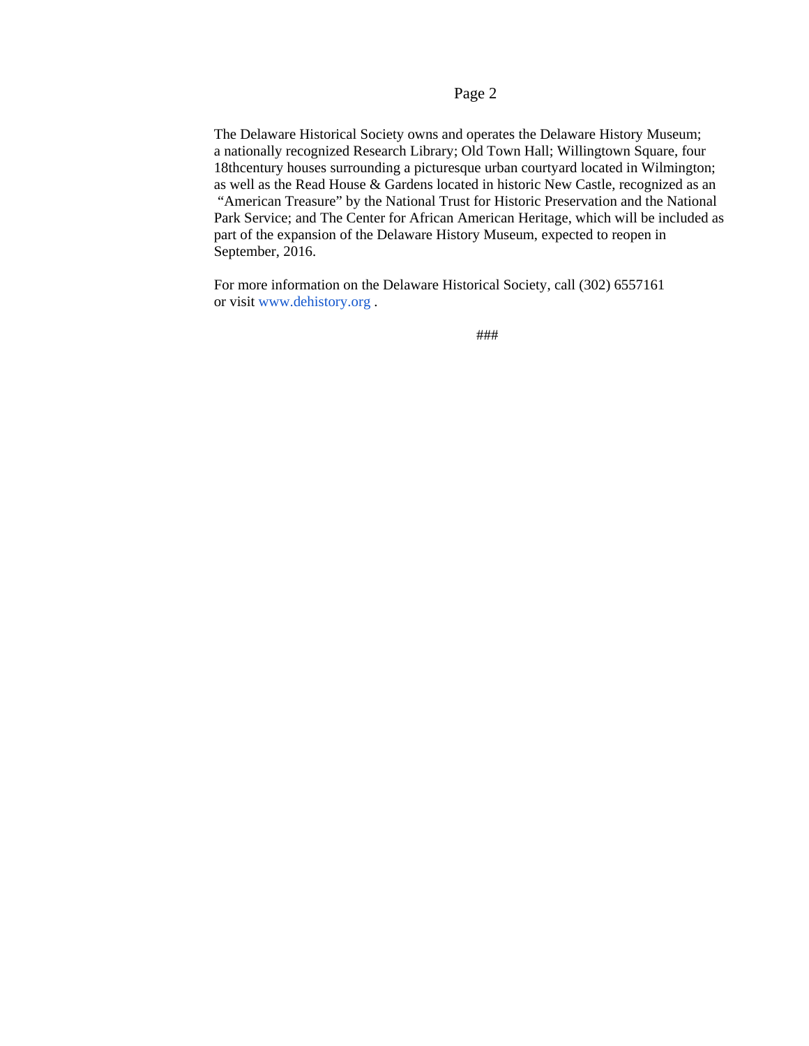The Delaware Historical Society owns and operates the Delaware History Museum; a nationally recognized Research Library; Old Town Hall; Willingtown Square, four 18thcentury houses surrounding a picturesque urban courtyard located in Wilmington; as well as the Read House & Gardens located in historic New Castle, recognized as an "American Treasure" by the National Trust for Historic Preservation and the National Park Service; and The Center for African American Heritage, which will be included as part of the expansion of the Delaware History Museum, expected to reopen in September, 2016.

For more information on the Delaware Historical Society, call (302) 6557161 or visit www.dehistory.org .

###